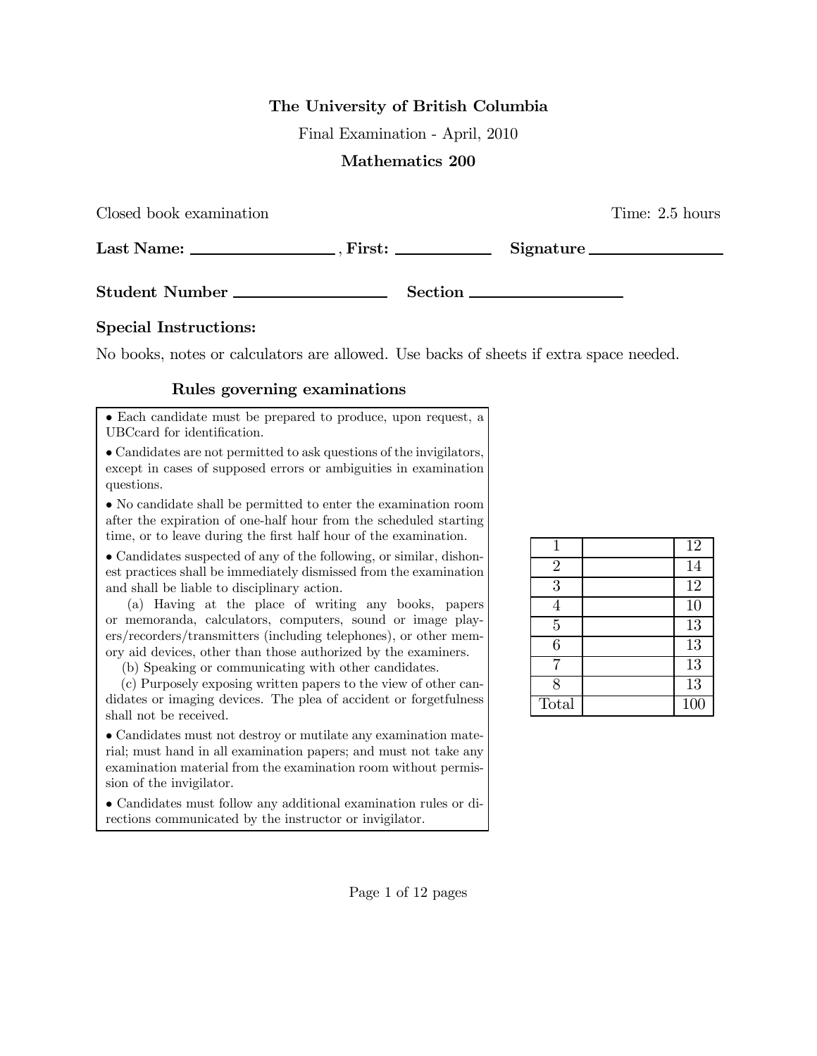**The University of British Columbia**

Final Examination - April, 2010

**Mathematics 200**

Closed book examination Time: 2.5 hours

**Last Name:** \_\_\_\_\_\_\_\_\_\_\_\_\_\_\_\_\_\_ , **First:** \_\_\_\_\_\_\_\_\_\_\_\_ **Signature** \_\_\_\_\_\_\_\_\_\_\_\_\_\_\_\_

**Student Number** \_\_\_\_\_\_\_\_\_\_\_\_\_\_\_\_\_\_\_\_ **Section** \_\_\_\_\_\_\_\_\_\_\_\_\_\_\_\_\_\_\_\_

**Special Instructions:**

No books, notes or calculators are allowed. Use backs of sheets if extra space needed.

### Rules governing examinations

- Each candidate must be prepared to produce, upon request, a UBCcard for identification.
- Candidates are not permitted to ask questions of the invigilators, except in cases of supposed errors or ambiguities in examination questions.
- No candidate shall be permitted to enter the examination room after the expiration of one-half hour from the scheduled starting time, or to leave during the first half hour of the examination.
- Candidates suspected of any of the following, or similar, dishonest practices shall be immediately dismissed from the examination and shall be liable to disciplinary action.

  (a) Having at the place of writing any books, papers or memoranda, calculators, computers, sound or image players/recorders/transmitters (including telephones), or other memory aid devices, other than those authorized by the examiners.

  (b) Speaking or communicating with other candidates.

  (c) Purposely exposing written papers to the view of other candidates or imaging devices. The plea of accident or forgetfulness shall not be received.
- Candidates must not destroy or mutilate any examination material; must hand in all examination papers; and must not take any examination material from the examination room without permission of the invigilator.
- Candidates must follow any additional examination rules or directions communicated by the instructor or invigilator.

| | | |
|---|---|---|
| 1 | | 12 |
| 2 | | 14 |
| 3 | | 12 |
| 4 | | 10 |
| 5 | | 13 |
| 6 | | 13 |
| 7 | | 13 |
| 8 | | 13 |
| Total | | 100 |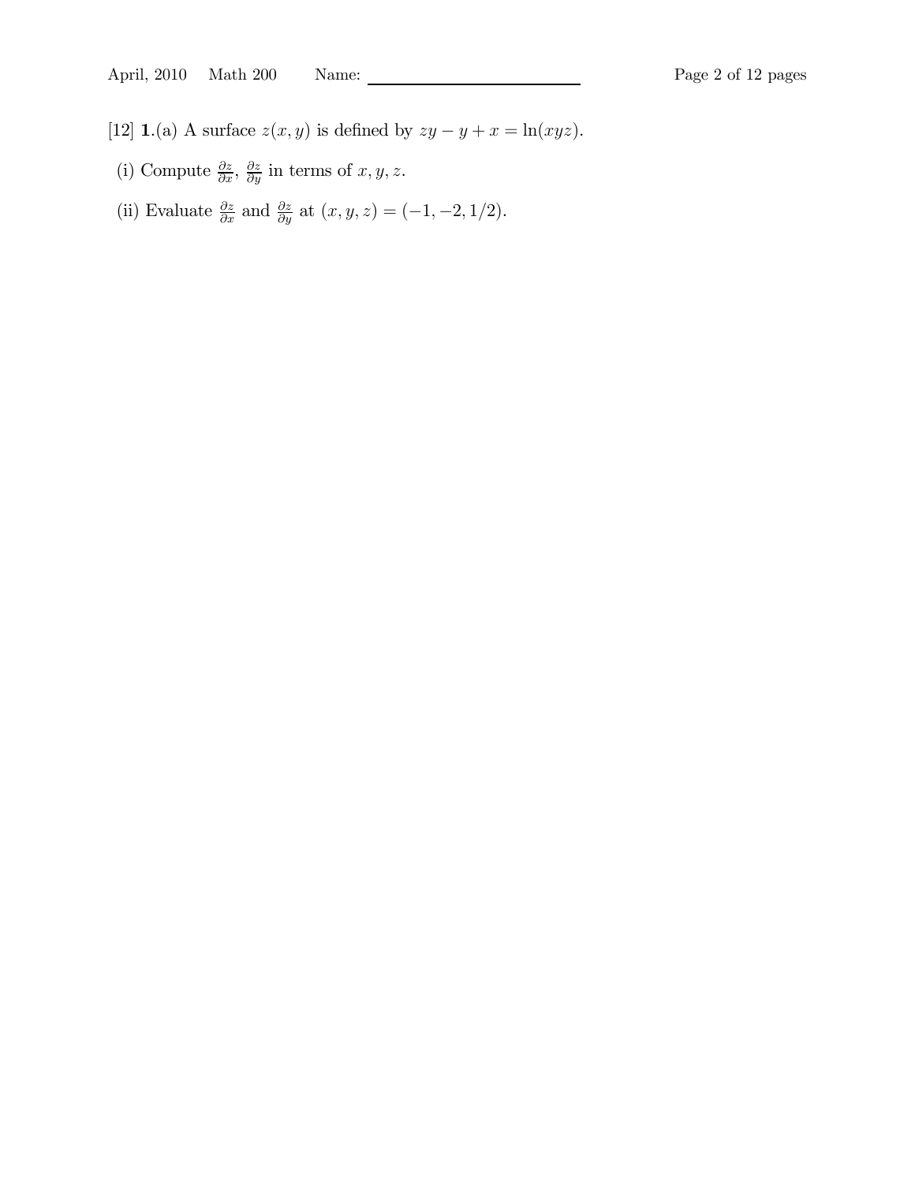[12] **1.**(a) A surface $z(x, y)$ is defined by $zy - y + x = \ln(xyz)$.

(i) Compute $\frac{\partial z}{\partial x}$, $\frac{\partial z}{\partial y}$ in terms of $x, y, z$.

(ii) Evaluate $\frac{\partial z}{\partial x}$ and $\frac{\partial z}{\partial y}$ at $(x, y, z) = (-1, -2, 1/2)$.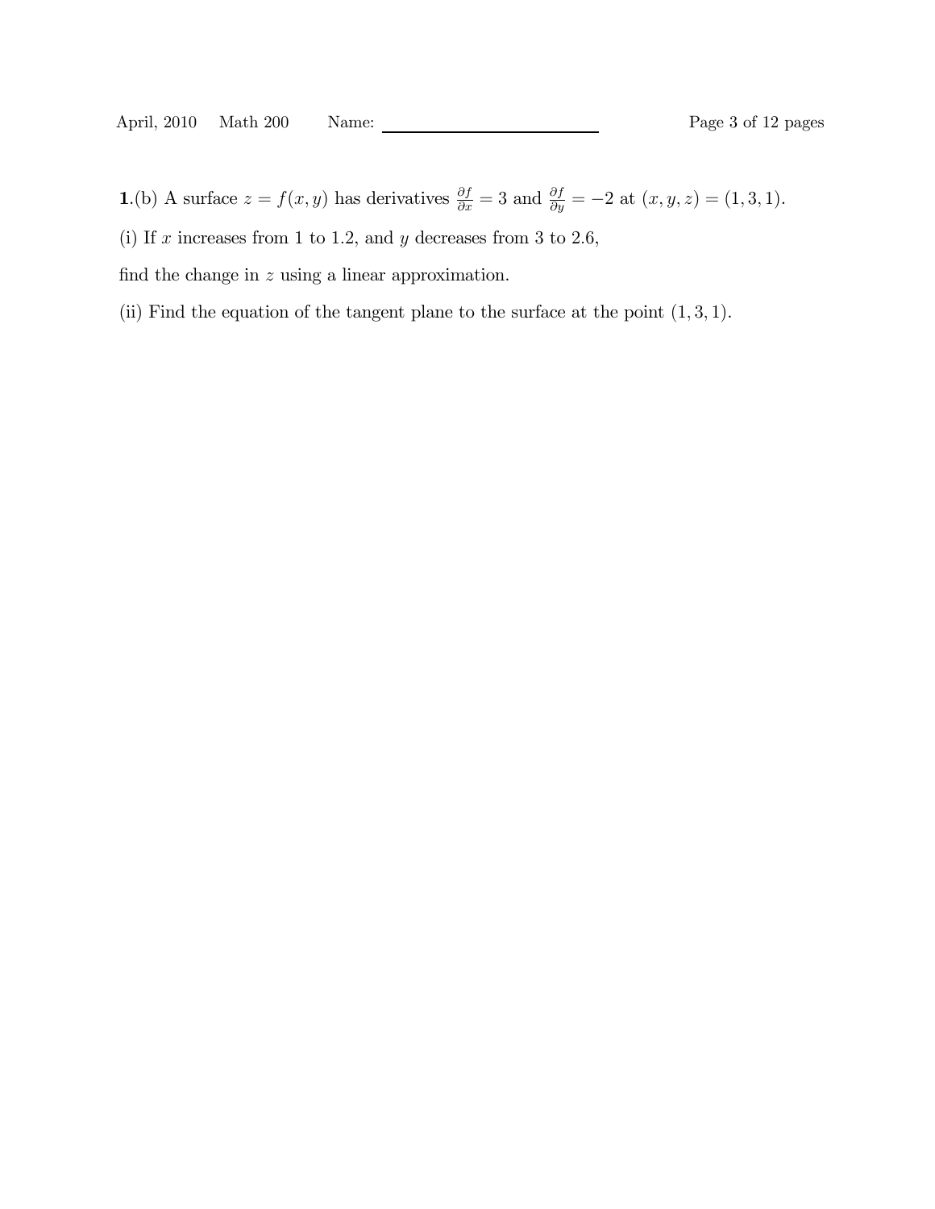**1.**(b) A surface $z = f(x, y)$ has derivatives $\frac{\partial f}{\partial x} = 3$ and $\frac{\partial f}{\partial y} = -2$ at $(x, y, z) = (1, 3, 1)$.

(i) If $x$ increases from 1 to 1.2, and $y$ decreases from 3 to 2.6,

find the change in $z$ using a linear approximation.

(ii) Find the equation of the tangent plane to the surface at the point $(1, 3, 1)$.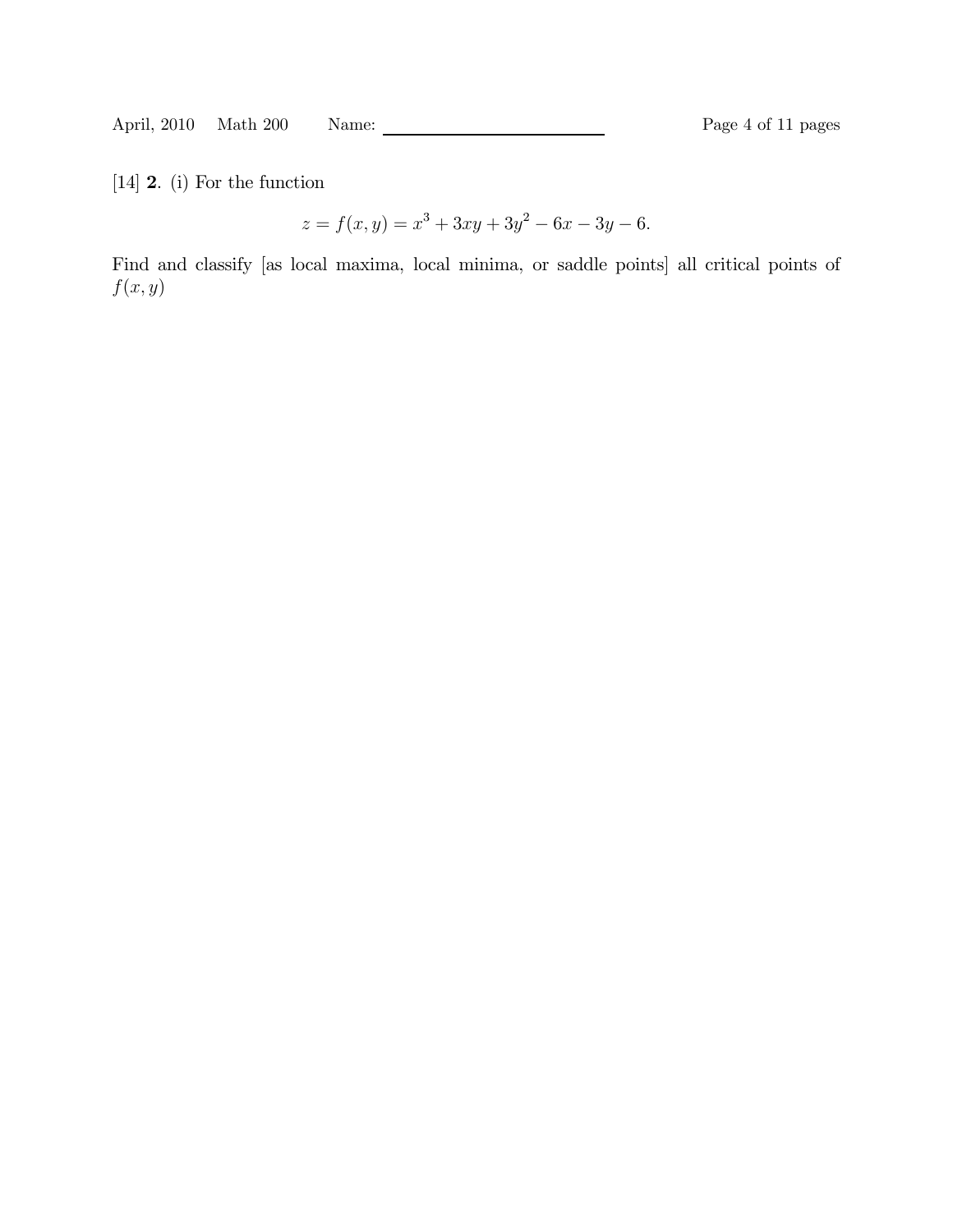[14] **2**. (i) For the function

$$z = f(x, y) = x^3 + 3xy + 3y^2 - 6x - 3y - 6.$$

Find and classify [as local maxima, local minima, or saddle points] all critical points of $f(x, y)$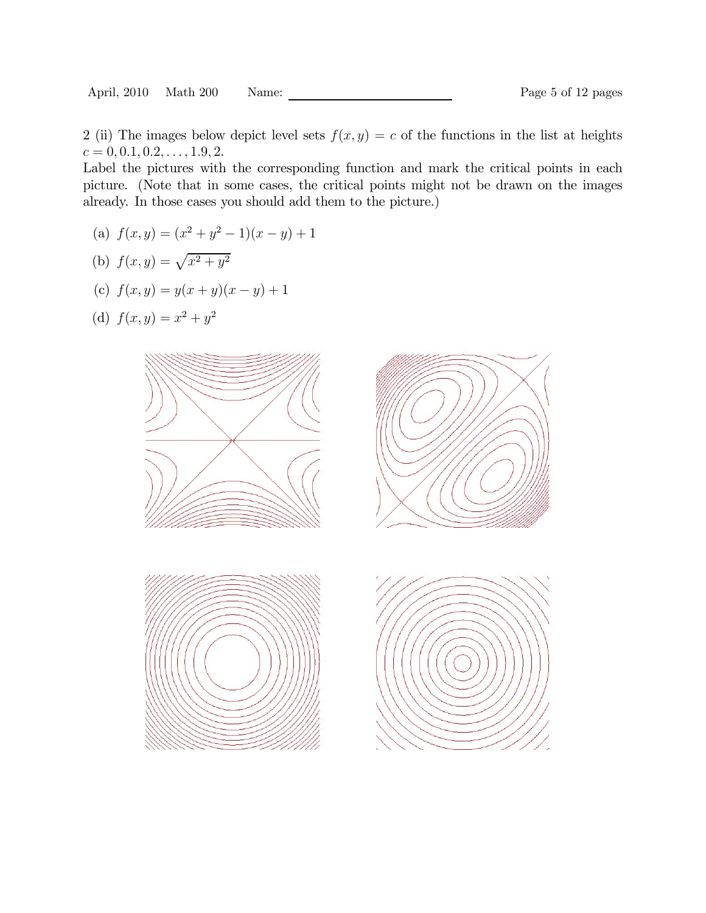2 (ii) The images below depict level sets $f(x, y) = c$ of the functions in the list at heights $c = 0, 0.1, 0.2, \ldots, 1.9, 2$.

Label the pictures with the corresponding function and mark the critical points in each picture. (Note that in some cases, the critical points might not be drawn on the images already. In those cases you should add them to the picture.)

(a) $f(x, y) = (x^2 + y^2 - 1)(x - y) + 1$

(b) $f(x, y) = \sqrt{x^2 + y^2}$

(c) $f(x, y) = y(x + y)(x - y) + 1$

(d) $f(x, y) = x^2 + y^2$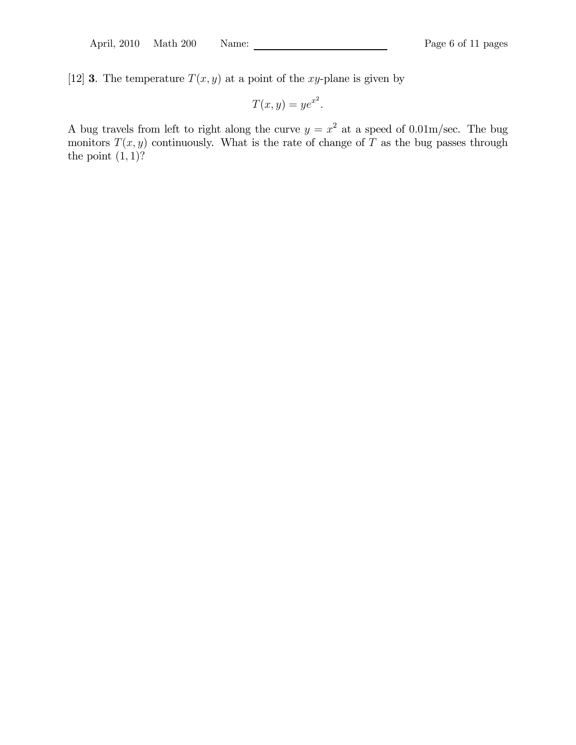[12] **3**. The temperature $T(x, y)$ at a point of the $xy$-plane is given by

$$T(x, y) = ye^{x^2}.$$

A bug travels from left to right along the curve $y = x^2$ at a speed of 0.01m/sec. The bug monitors $T(x, y)$ continuously. What is the rate of change of $T$ as the bug passes through the point $(1, 1)$?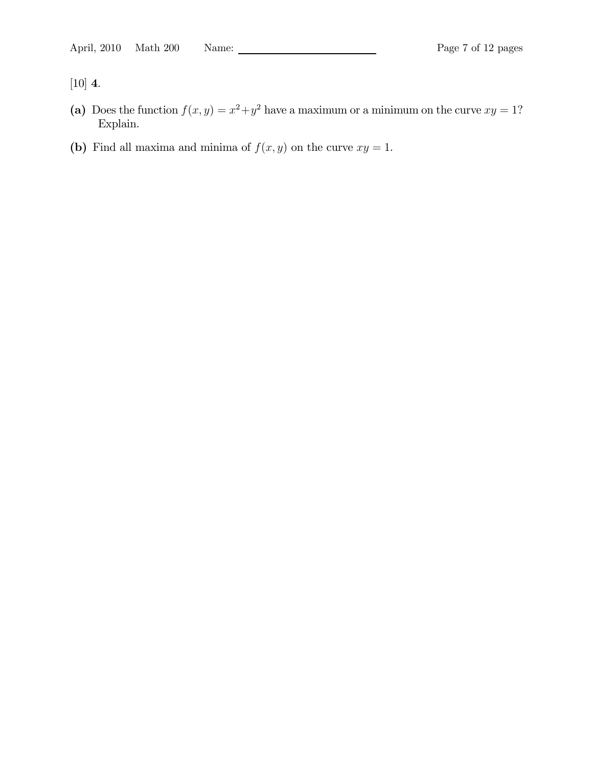[10] **4.**

**(a)** Does the function $f(x, y) = x^2 + y^2$ have a maximum or a minimum on the curve $xy = 1$? Explain.

**(b)** Find all maxima and minima of $f(x, y)$ on the curve $xy = 1$.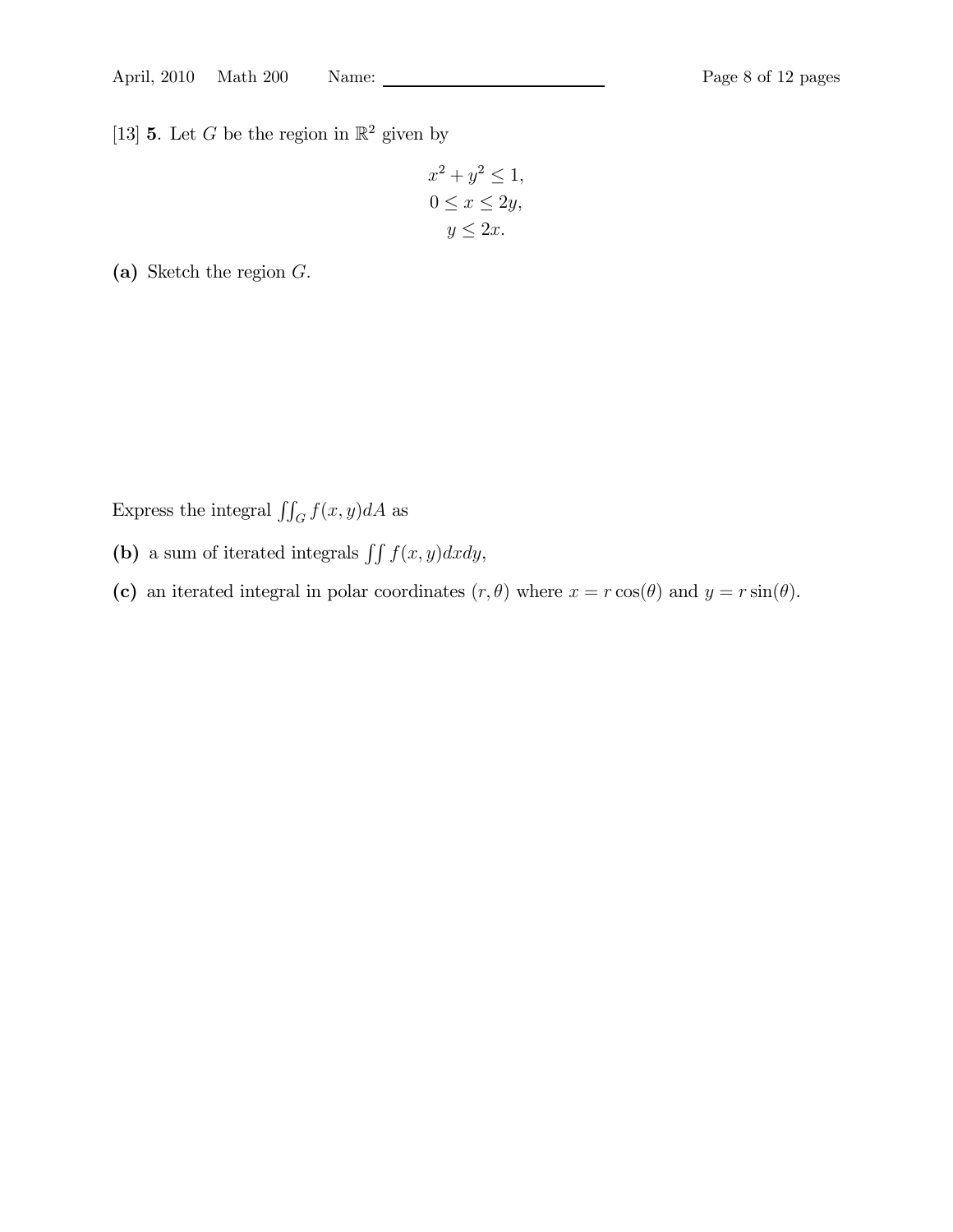[13] **5**. Let $G$ be the region in $\mathbb{R}^2$ given by

$$x^2 + y^2 \leq 1,$$
$$0 \leq x \leq 2y,$$
$$y \leq 2x.$$

**(a)** Sketch the region $G$.

Express the integral $\iint_G f(x, y)dA$ as

**(b)** a sum of iterated integrals $\iint f(x, y)dxdy$,

**(c)** an iterated integral in polar coordinates $(r, \theta)$ where $x = r\cos(\theta)$ and $y = r\sin(\theta)$.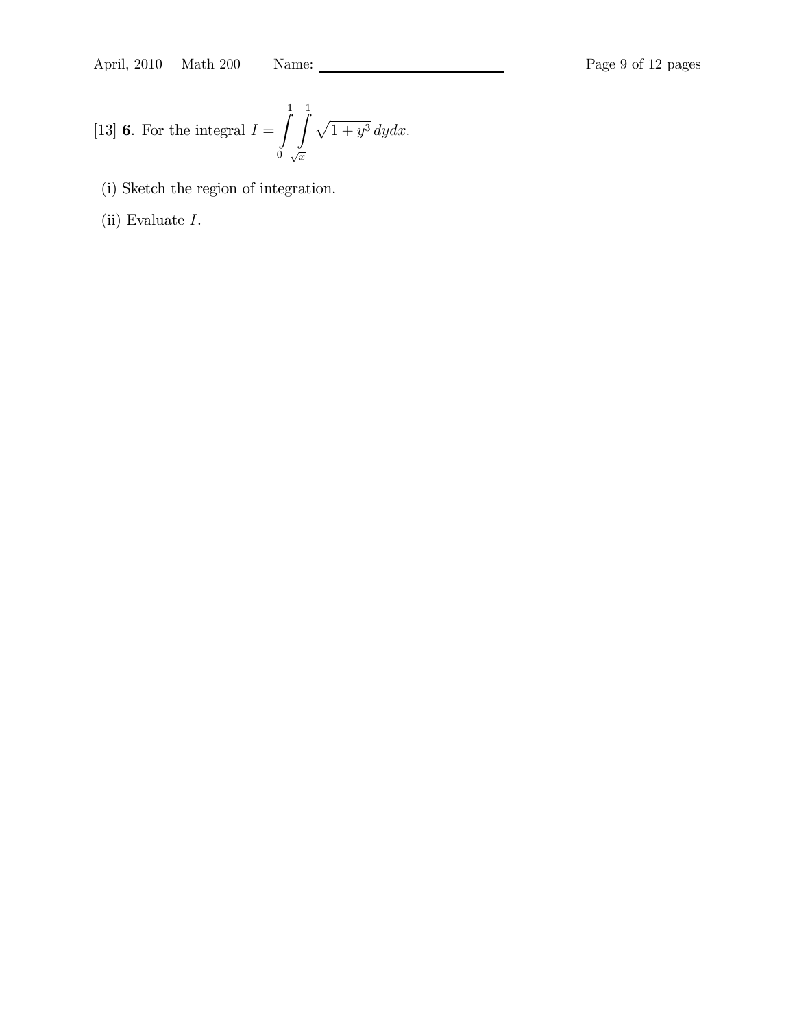[13] **6**. For the integral $I = \int_0^1 \int_{\sqrt{x}}^1 \sqrt{1+y^3}\, dydx$.

(i) Sketch the region of integration.

(ii) Evaluate $I$.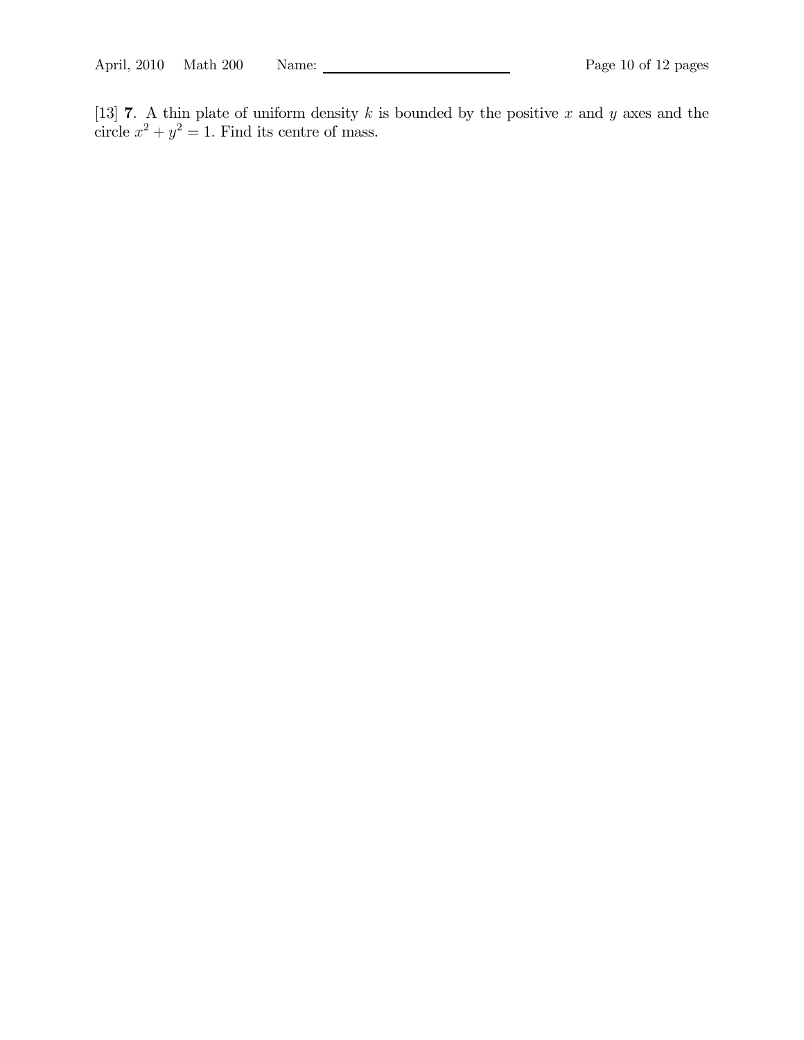[13] **7**. A thin plate of uniform density $k$ is bounded by the positive $x$ and $y$ axes and the circle $x^2 + y^2 = 1$. Find its centre of mass.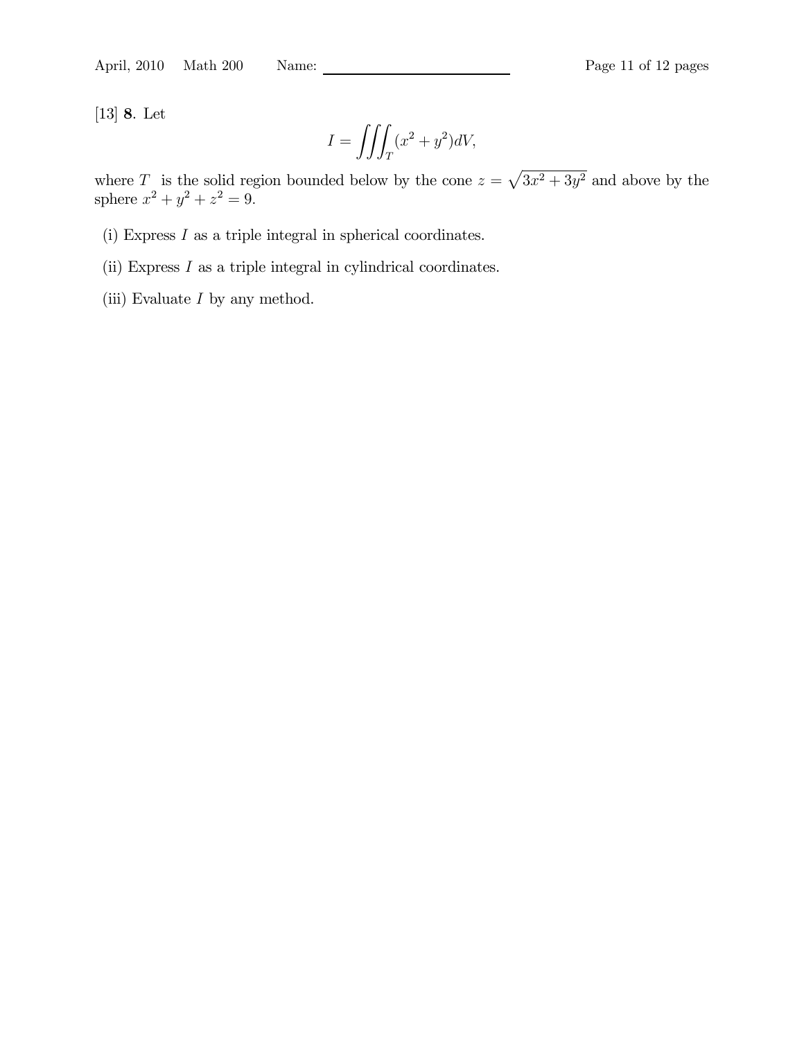[13] **8**. Let

$$I = \iiint_T (x^2 + y^2) dV,$$

where $T$ is the solid region bounded below by the cone $z = \sqrt{3x^2 + 3y^2}$ and above by the sphere $x^2 + y^2 + z^2 = 9$.

(i) Express $I$ as a triple integral in spherical coordinates.

(ii) Express $I$ as a triple integral in cylindrical coordinates.

(iii) Evaluate $I$ by any method.